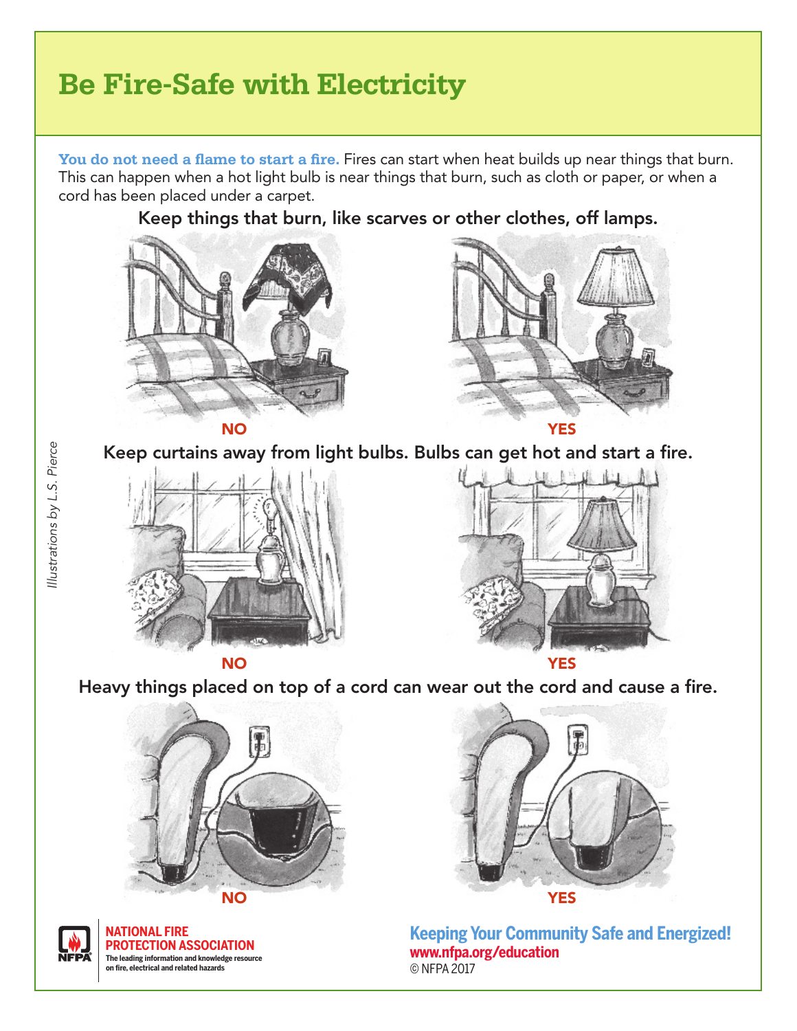# Be Fire-Safe with Electricity

**You do not need a flame to start a fire.** Fires can start when heat builds up near things that burn. This can happen when a hot light bulb is near things that burn, such as cloth or paper, or when a cord has been placed under a carpet.

**Keep things that burn, like scarves or other clothes, off lamps.**

NO

YES

**Keep curtains away from light bulbs. Bulbs can get hot and start a fire.**

NO

YES

**Heavy things placed on top of a cord can wear out the cord and cause a fire.**

NO

YES

*Illustrations by L.S. Pierce*

**NATIONAL FIRE PROTECTION ASSOCIATION**
The leading information and knowledge resource on fire, electrical and related hazards

**Keeping Your Community Safe and Energized!**
**www.nfpa.org/education**
© NFPA 2017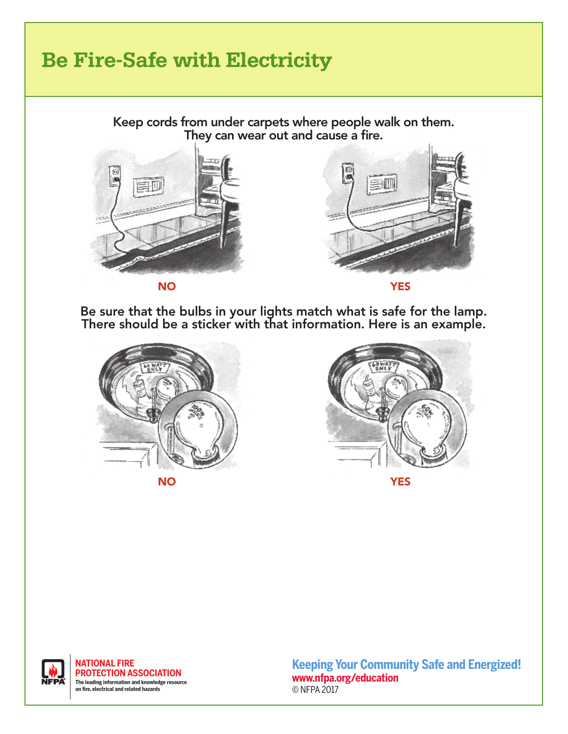# Be Fire-Safe with Electricity

Keep cords from under carpets where people walk on them. They can wear out and cause a fire.

NO

YES

Be sure that the bulbs in your lights match what is safe for the lamp. There should be a sticker with that information. Here is an example.

NO

YES

**NATIONAL FIRE PROTECTION ASSOCIATION**
The leading information and knowledge resource on fire, electrical and related hazards

**Keeping Your Community Safe and Energized!**
**www.nfpa.org/education**
© NFPA 2017